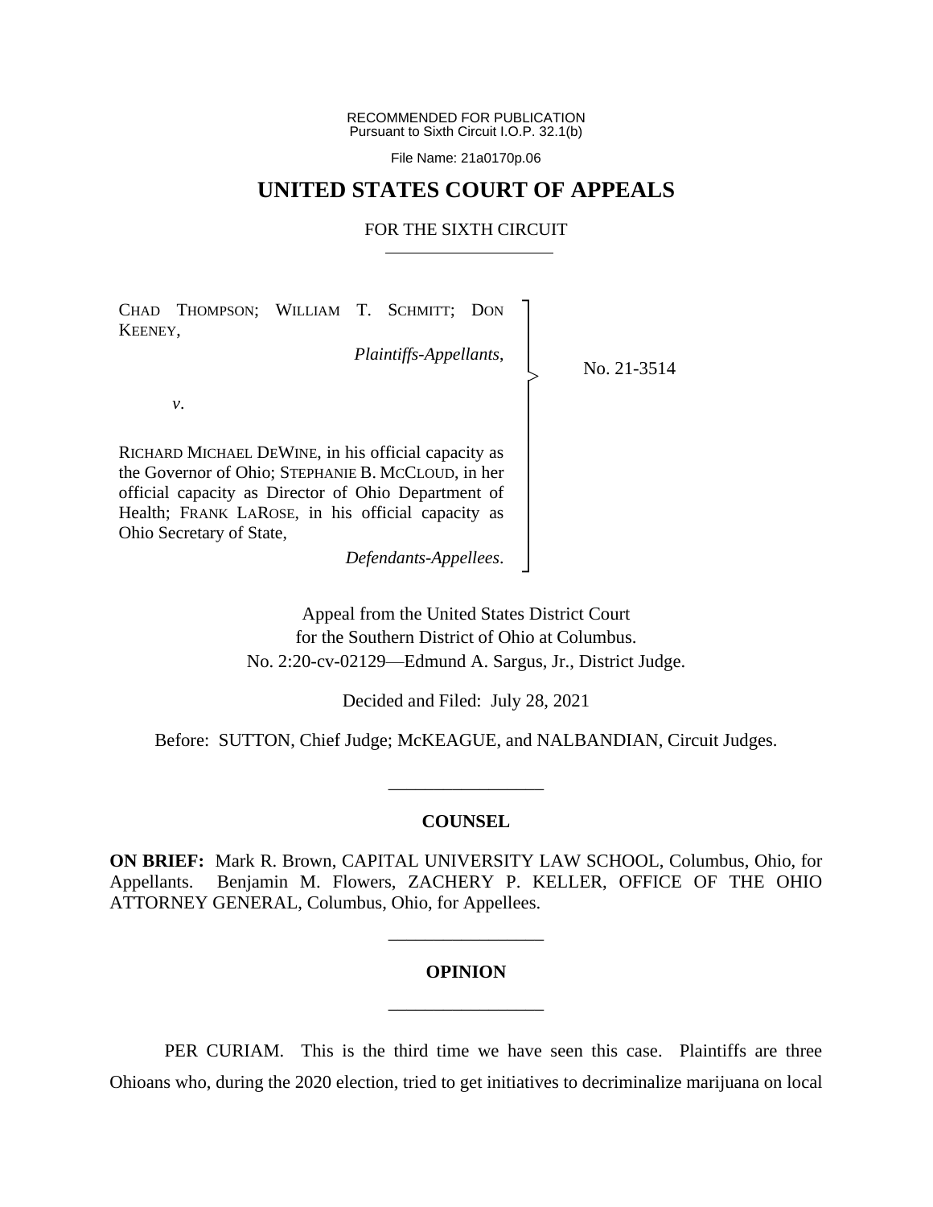RECOMMENDED FOR PUBLICATION
Pursuant to Sixth Circuit I.O.P. 32.1(b)

File Name: 21a0170p.06

# UNITED STATES COURT OF APPEALS

FOR THE SIXTH CIRCUIT

CHAD THOMPSON; WILLIAM T. SCHMITT; DON KEENEY,

*Plaintiffs-Appellants*,

*v*.

RICHARD MICHAEL DEWINE, in his official capacity as the Governor of Ohio; STEPHANIE B. MCCLOUD, in her official capacity as Director of Ohio Department of Health; FRANK LAROSE, in his official capacity as Ohio Secretary of State,

*Defendants-Appellees*.

No. 21-3514

Appeal from the United States District Court
for the Southern District of Ohio at Columbus.
No. 2:20-cv-02129—Edmund A. Sargus, Jr., District Judge.

Decided and Filed: July 28, 2021

Before: SUTTON, Chief Judge; McKEAGUE, and NALBANDIAN, Circuit Judges.

## COUNSEL

**ON BRIEF:** Mark R. Brown, CAPITAL UNIVERSITY LAW SCHOOL, Columbus, Ohio, for Appellants. Benjamin M. Flowers, ZACHERY P. KELLER, OFFICE OF THE OHIO ATTORNEY GENERAL, Columbus, Ohio, for Appellees.

## OPINION

PER CURIAM. This is the third time we have seen this case. Plaintiffs are three Ohioans who, during the 2020 election, tried to get initiatives to decriminalize marijuana on local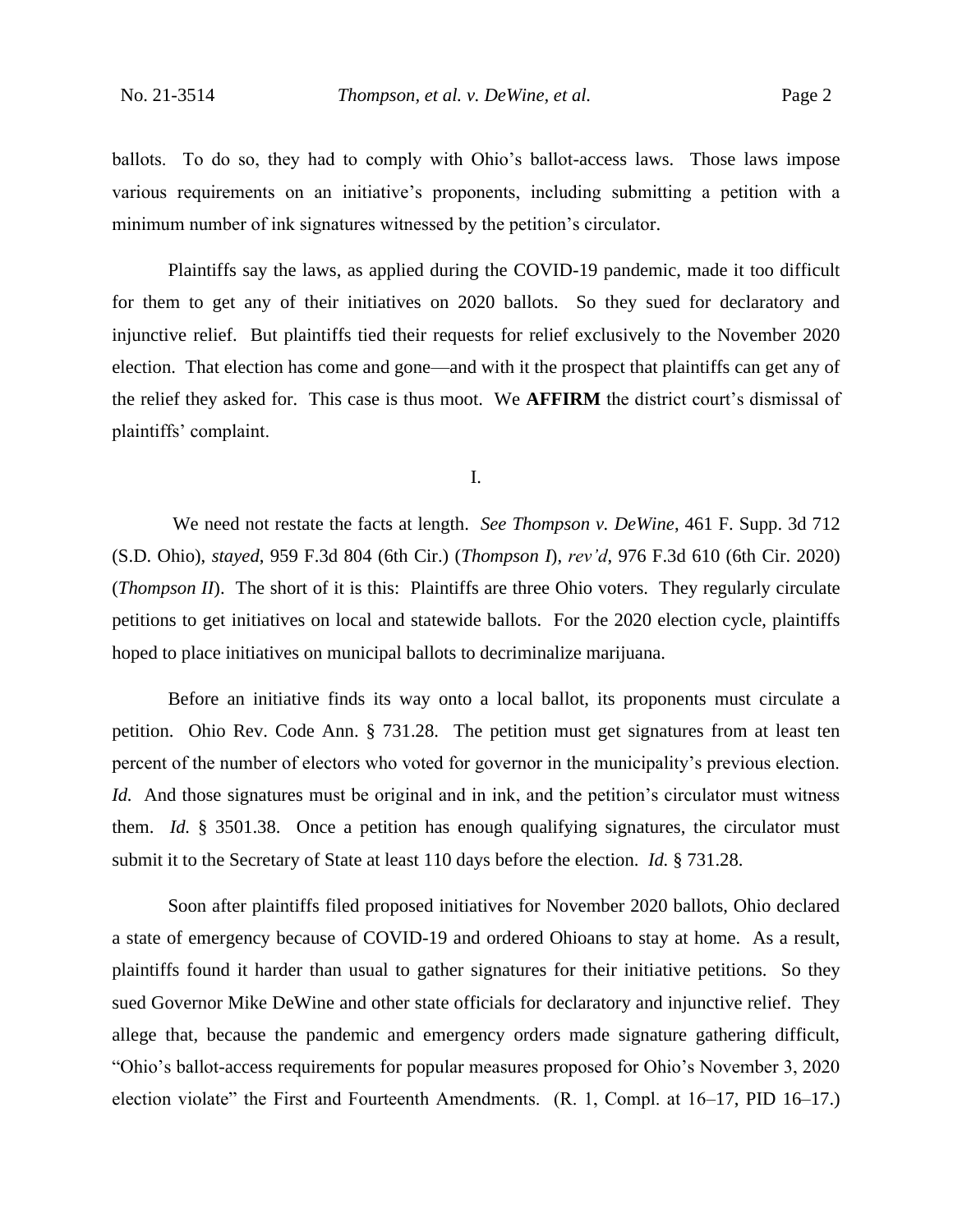ballots. To do so, they had to comply with Ohio's ballot-access laws. Those laws impose various requirements on an initiative's proponents, including submitting a petition with a minimum number of ink signatures witnessed by the petition's circulator.

Plaintiffs say the laws, as applied during the COVID-19 pandemic, made it too difficult for them to get any of their initiatives on 2020 ballots. So they sued for declaratory and injunctive relief. But plaintiffs tied their requests for relief exclusively to the November 2020 election. That election has come and gone—and with it the prospect that plaintiffs can get any of the relief they asked for. This case is thus moot. We **AFFIRM** the district court's dismissal of plaintiffs' complaint.

I.

We need not restate the facts at length. *See Thompson v. DeWine*, 461 F. Supp. 3d 712 (S.D. Ohio), *stayed*, 959 F.3d 804 (6th Cir.) (*Thompson I*), *rev'd*, 976 F.3d 610 (6th Cir. 2020) (*Thompson II*). The short of it is this: Plaintiffs are three Ohio voters. They regularly circulate petitions to get initiatives on local and statewide ballots. For the 2020 election cycle, plaintiffs hoped to place initiatives on municipal ballots to decriminalize marijuana.

Before an initiative finds its way onto a local ballot, its proponents must circulate a petition. Ohio Rev. Code Ann. § 731.28. The petition must get signatures from at least ten percent of the number of electors who voted for governor in the municipality's previous election. *Id.* And those signatures must be original and in ink, and the petition's circulator must witness them. *Id.* § 3501.38. Once a petition has enough qualifying signatures, the circulator must submit it to the Secretary of State at least 110 days before the election. *Id.* § 731.28.

Soon after plaintiffs filed proposed initiatives for November 2020 ballots, Ohio declared a state of emergency because of COVID-19 and ordered Ohioans to stay at home. As a result, plaintiffs found it harder than usual to gather signatures for their initiative petitions. So they sued Governor Mike DeWine and other state officials for declaratory and injunctive relief. They allege that, because the pandemic and emergency orders made signature gathering difficult, "Ohio's ballot-access requirements for popular measures proposed for Ohio's November 3, 2020 election violate" the First and Fourteenth Amendments. (R. 1, Compl. at 16–17, PID 16–17.)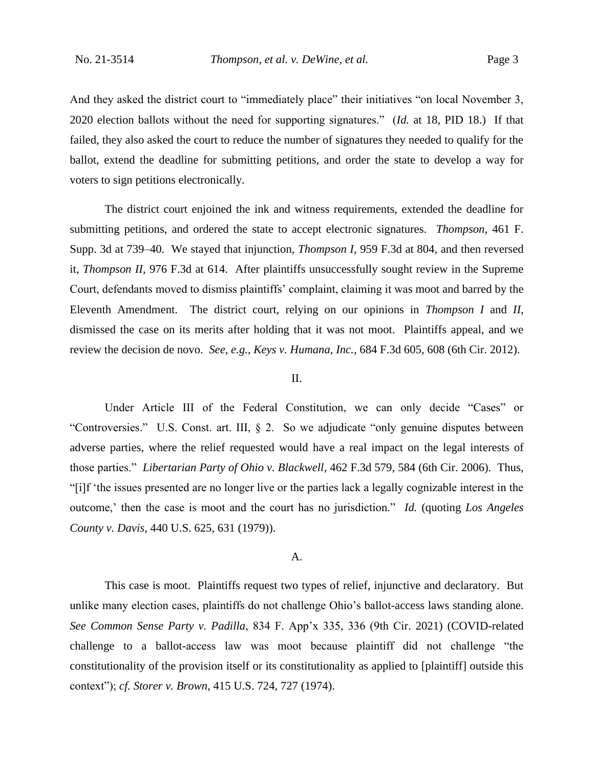And they asked the district court to "immediately place" their initiatives "on local November 3, 2020 election ballots without the need for supporting signatures." (*Id.* at 18, PID 18.) If that failed, they also asked the court to reduce the number of signatures they needed to qualify for the ballot, extend the deadline for submitting petitions, and order the state to develop a way for voters to sign petitions electronically.

The district court enjoined the ink and witness requirements, extended the deadline for submitting petitions, and ordered the state to accept electronic signatures. *Thompson*, 461 F. Supp. 3d at 739–40. We stayed that injunction, *Thompson I*, 959 F.3d at 804, and then reversed it, *Thompson II*, 976 F.3d at 614. After plaintiffs unsuccessfully sought review in the Supreme Court, defendants moved to dismiss plaintiffs' complaint, claiming it was moot and barred by the Eleventh Amendment. The district court, relying on our opinions in *Thompson I* and *II*, dismissed the case on its merits after holding that it was not moot. Plaintiffs appeal, and we review the decision de novo. *See, e.g.*, *Keys v. Humana, Inc.*, 684 F.3d 605, 608 (6th Cir. 2012).

## II.

Under Article III of the Federal Constitution, we can only decide "Cases" or "Controversies." U.S. Const. art. III, § 2. So we adjudicate "only genuine disputes between adverse parties, where the relief requested would have a real impact on the legal interests of those parties." *Libertarian Party of Ohio v. Blackwell*, 462 F.3d 579, 584 (6th Cir. 2006). Thus, "[i]f 'the issues presented are no longer live or the parties lack a legally cognizable interest in the outcome,' then the case is moot and the court has no jurisdiction." *Id.* (quoting *Los Angeles County v. Davis*, 440 U.S. 625, 631 (1979)).

### A.

This case is moot. Plaintiffs request two types of relief, injunctive and declaratory. But unlike many election cases, plaintiffs do not challenge Ohio's ballot-access laws standing alone. *See Common Sense Party v. Padilla*, 834 F. App'x 335, 336 (9th Cir. 2021) (COVID-related challenge to a ballot-access law was moot because plaintiff did not challenge "the constitutionality of the provision itself or its constitutionality as applied to [plaintiff] outside this context"); *cf. Storer v. Brown*, 415 U.S. 724, 727 (1974).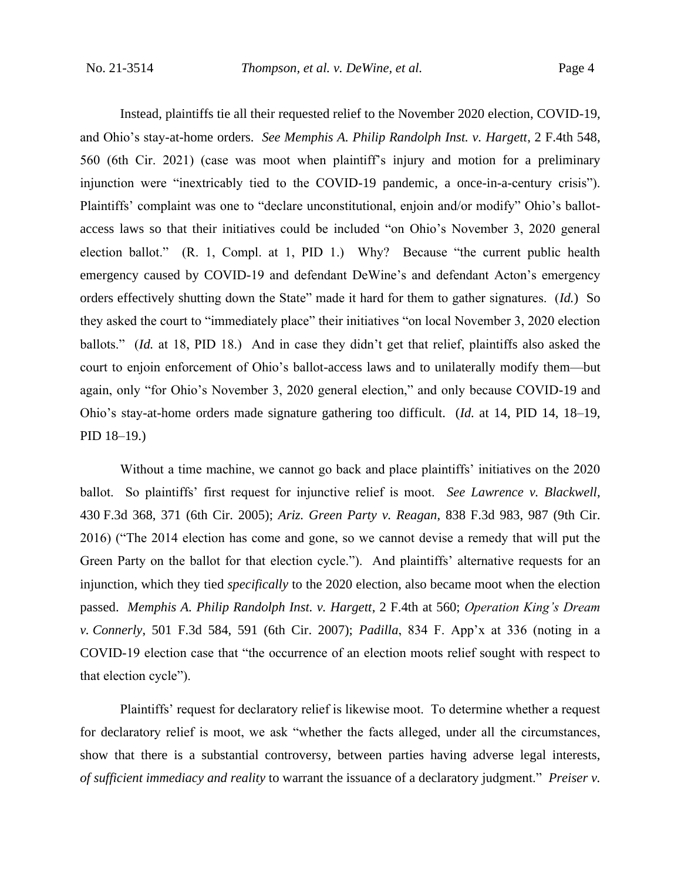Instead, plaintiffs tie all their requested relief to the November 2020 election, COVID-19, and Ohio's stay-at-home orders. *See Memphis A. Philip Randolph Inst. v. Hargett*, 2 F.4th 548, 560 (6th Cir. 2021) (case was moot when plaintiff's injury and motion for a preliminary injunction were "inextricably tied to the COVID-19 pandemic, a once-in-a-century crisis"). Plaintiffs' complaint was one to "declare unconstitutional, enjoin and/or modify" Ohio's ballot-access laws so that their initiatives could be included "on Ohio's November 3, 2020 general election ballot." (R. 1, Compl. at 1, PID 1.) Why? Because "the current public health emergency caused by COVID-19 and defendant DeWine's and defendant Acton's emergency orders effectively shutting down the State" made it hard for them to gather signatures. (*Id.*) So they asked the court to "immediately place" their initiatives "on local November 3, 2020 election ballots." (*Id.* at 18, PID 18.) And in case they didn't get that relief, plaintiffs also asked the court to enjoin enforcement of Ohio's ballot-access laws and to unilaterally modify them—but again, only "for Ohio's November 3, 2020 general election," and only because COVID-19 and Ohio's stay-at-home orders made signature gathering too difficult. (*Id.* at 14, PID 14, 18–19, PID 18–19.)

Without a time machine, we cannot go back and place plaintiffs' initiatives on the 2020 ballot. So plaintiffs' first request for injunctive relief is moot. *See Lawrence v. Blackwell*, 430 F.3d 368, 371 (6th Cir. 2005); *Ariz. Green Party v. Reagan*, 838 F.3d 983, 987 (9th Cir. 2016) ("The 2014 election has come and gone, so we cannot devise a remedy that will put the Green Party on the ballot for that election cycle."). And plaintiffs' alternative requests for an injunction, which they tied *specifically* to the 2020 election, also became moot when the election passed. *Memphis A. Philip Randolph Inst. v. Hargett*, 2 F.4th at 560; *Operation King's Dream v. Connerly*, 501 F.3d 584, 591 (6th Cir. 2007); *Padilla*, 834 F. App'x at 336 (noting in a COVID-19 election case that "the occurrence of an election moots relief sought with respect to that election cycle").

Plaintiffs' request for declaratory relief is likewise moot. To determine whether a request for declaratory relief is moot, we ask "whether the facts alleged, under all the circumstances, show that there is a substantial controversy, between parties having adverse legal interests, *of sufficient immediacy and reality* to warrant the issuance of a declaratory judgment." *Preiser v.*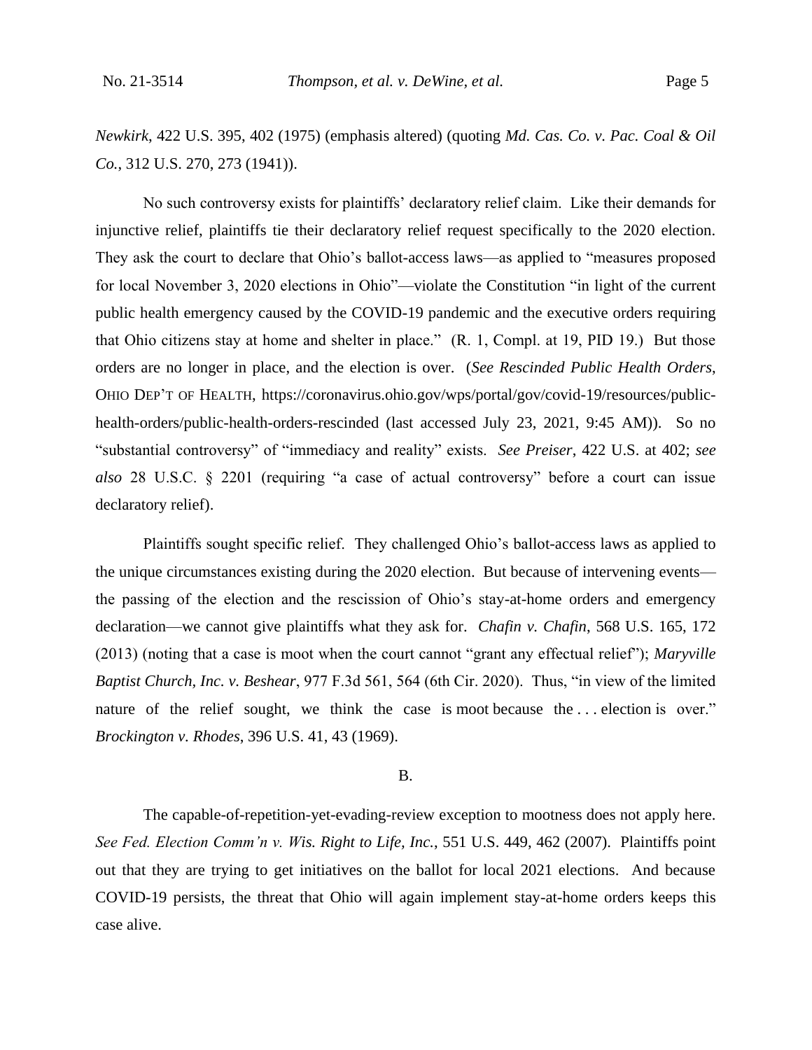*Newkirk*, 422 U.S. 395, 402 (1975) (emphasis altered) (quoting *Md. Cas. Co. v. Pac. Coal & Oil Co.*, 312 U.S. 270, 273 (1941)).

No such controversy exists for plaintiffs' declaratory relief claim. Like their demands for injunctive relief, plaintiffs tie their declaratory relief request specifically to the 2020 election. They ask the court to declare that Ohio's ballot-access laws—as applied to "measures proposed for local November 3, 2020 elections in Ohio"—violate the Constitution "in light of the current public health emergency caused by the COVID-19 pandemic and the executive orders requiring that Ohio citizens stay at home and shelter in place." (R. 1, Compl. at 19, PID 19.) But those orders are no longer in place, and the election is over. (*See Rescinded Public Health Orders*, OHIO DEP'T OF HEALTH, https://coronavirus.ohio.gov/wps/portal/gov/covid-19/resources/public-health-orders/public-health-orders-rescinded (last accessed July 23, 2021, 9:45 AM)). So no "substantial controversy" of "immediacy and reality" exists. *See Preiser*, 422 U.S. at 402; *see also* 28 U.S.C. § 2201 (requiring "a case of actual controversy" before a court can issue declaratory relief).

Plaintiffs sought specific relief. They challenged Ohio's ballot-access laws as applied to the unique circumstances existing during the 2020 election. But because of intervening events—the passing of the election and the rescission of Ohio's stay-at-home orders and emergency declaration—we cannot give plaintiffs what they ask for. *Chafin v. Chafin*, 568 U.S. 165, 172 (2013) (noting that a case is moot when the court cannot "grant any effectual relief"); *Maryville Baptist Church, Inc. v. Beshear*, 977 F.3d 561, 564 (6th Cir. 2020). Thus, "in view of the limited nature of the relief sought, we think the case is moot because the . . . election is over." *Brockington v. Rhodes*, 396 U.S. 41, 43 (1969).

## B.

The capable-of-repetition-yet-evading-review exception to mootness does not apply here. *See Fed. Election Comm'n v. Wis. Right to Life, Inc.*, 551 U.S. 449, 462 (2007). Plaintiffs point out that they are trying to get initiatives on the ballot for local 2021 elections. And because COVID-19 persists, the threat that Ohio will again implement stay-at-home orders keeps this case alive.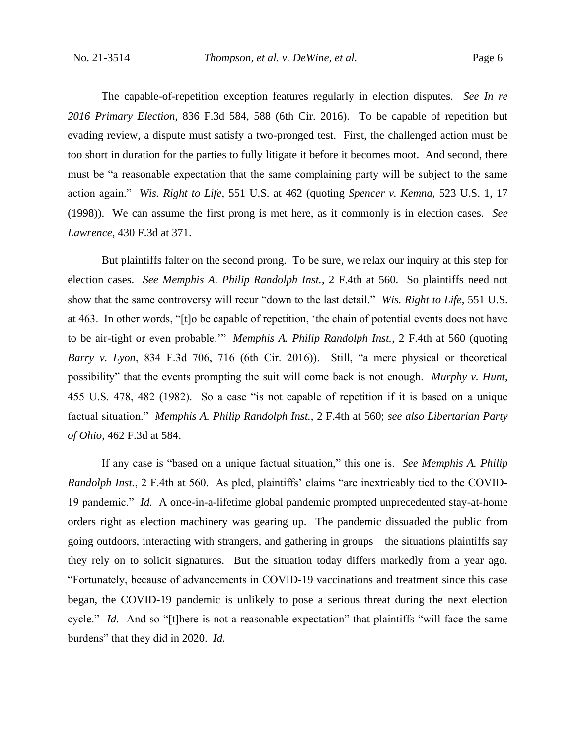The capable-of-repetition exception features regularly in election disputes. *See In re 2016 Primary Election*, 836 F.3d 584, 588 (6th Cir. 2016). To be capable of repetition but evading review, a dispute must satisfy a two-pronged test. First, the challenged action must be too short in duration for the parties to fully litigate it before it becomes moot. And second, there must be "a reasonable expectation that the same complaining party will be subject to the same action again." *Wis. Right to Life*, 551 U.S. at 462 (quoting *Spencer v. Kemna*, 523 U.S. 1, 17 (1998)). We can assume the first prong is met here, as it commonly is in election cases. *See Lawrence*, 430 F.3d at 371.

But plaintiffs falter on the second prong. To be sure, we relax our inquiry at this step for election cases. *See Memphis A. Philip Randolph Inst.*, 2 F.4th at 560. So plaintiffs need not show that the same controversy will recur "down to the last detail." *Wis. Right to Life*, 551 U.S. at 463. In other words, "[t]o be capable of repetition, 'the chain of potential events does not have to be air-tight or even probable.'" *Memphis A. Philip Randolph Inst.*, 2 F.4th at 560 (quoting *Barry v. Lyon*, 834 F.3d 706, 716 (6th Cir. 2016)). Still, "a mere physical or theoretical possibility" that the events prompting the suit will come back is not enough. *Murphy v. Hunt*, 455 U.S. 478, 482 (1982). So a case "is not capable of repetition if it is based on a unique factual situation." *Memphis A. Philip Randolph Inst.*, 2 F.4th at 560; *see also Libertarian Party of Ohio*, 462 F.3d at 584.

If any case is "based on a unique factual situation," this one is. *See Memphis A. Philip Randolph Inst.*, 2 F.4th at 560. As pled, plaintiffs' claims "are inextricably tied to the COVID-19 pandemic." *Id.* A once-in-a-lifetime global pandemic prompted unprecedented stay-at-home orders right as election machinery was gearing up. The pandemic dissuaded the public from going outdoors, interacting with strangers, and gathering in groups—the situations plaintiffs say they rely on to solicit signatures. But the situation today differs markedly from a year ago. "Fortunately, because of advancements in COVID-19 vaccinations and treatment since this case began, the COVID-19 pandemic is unlikely to pose a serious threat during the next election cycle." *Id.* And so "[t]here is not a reasonable expectation" that plaintiffs "will face the same burdens" that they did in 2020. *Id.*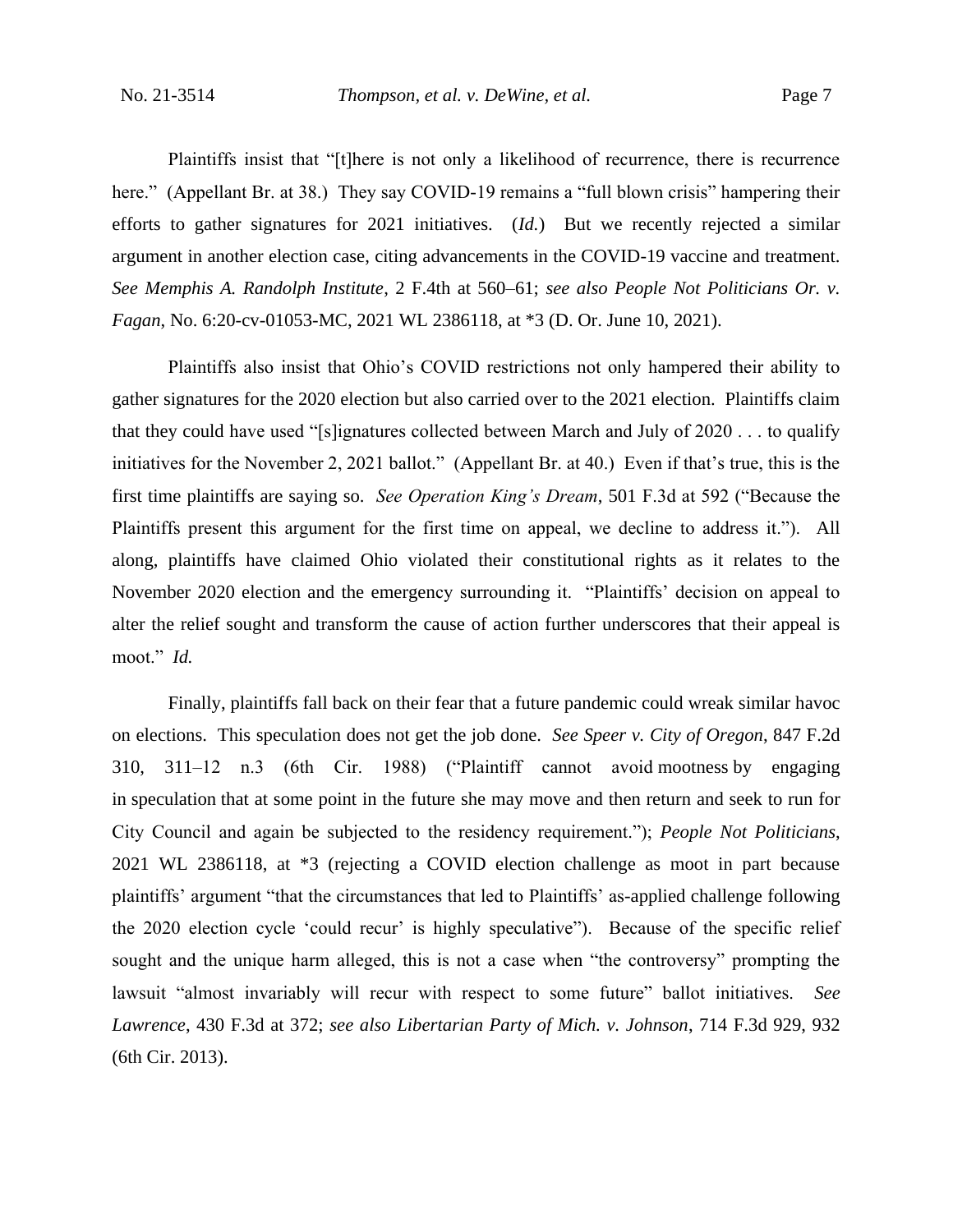Plaintiffs insist that "[t]here is not only a likelihood of recurrence, there is recurrence here." (Appellant Br. at 38.) They say COVID-19 remains a "full blown crisis" hampering their efforts to gather signatures for 2021 initiatives. (*Id.*) But we recently rejected a similar argument in another election case, citing advancements in the COVID-19 vaccine and treatment. *See Memphis A. Randolph Institute*, 2 F.4th at 560–61; *see also People Not Politicians Or. v. Fagan*, No. 6:20-cv-01053-MC, 2021 WL 2386118, at *3 (D. Or. June 10, 2021).

Plaintiffs also insist that Ohio's COVID restrictions not only hampered their ability to gather signatures for the 2020 election but also carried over to the 2021 election. Plaintiffs claim that they could have used "[s]ignatures collected between March and July of 2020 . . . to qualify initiatives for the November 2, 2021 ballot." (Appellant Br. at 40.) Even if that's true, this is the first time plaintiffs are saying so. *See Operation King's Dream*, 501 F.3d at 592 ("Because the Plaintiffs present this argument for the first time on appeal, we decline to address it."). All along, plaintiffs have claimed Ohio violated their constitutional rights as it relates to the November 2020 election and the emergency surrounding it. "Plaintiffs' decision on appeal to alter the relief sought and transform the cause of action further underscores that their appeal is moot." *Id.*

Finally, plaintiffs fall back on their fear that a future pandemic could wreak similar havoc on elections. This speculation does not get the job done. *See Speer v. City of Oregon*, 847 F.2d 310, 311–12 n.3 (6th Cir. 1988) ("Plaintiff cannot avoid mootness by engaging in speculation that at some point in the future she may move and then return and seek to run for City Council and again be subjected to the residency requirement."); *People Not Politicians*, 2021 WL 2386118, at *3 (rejecting a COVID election challenge as moot in part because plaintiffs' argument "that the circumstances that led to Plaintiffs' as-applied challenge following the 2020 election cycle 'could recur' is highly speculative"). Because of the specific relief sought and the unique harm alleged, this is not a case when "the controversy" prompting the lawsuit "almost invariably will recur with respect to some future" ballot initiatives. *See Lawrence*, 430 F.3d at 372; *see also Libertarian Party of Mich. v. Johnson*, 714 F.3d 929, 932 (6th Cir. 2013).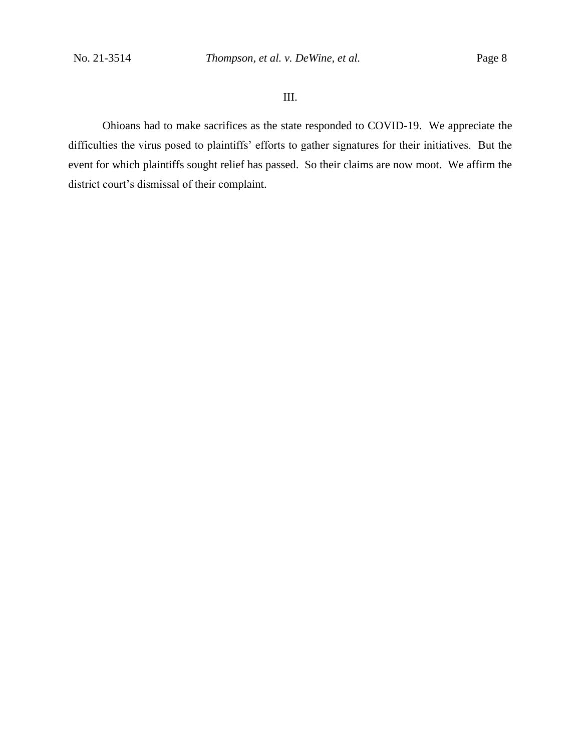III.

Ohioans had to make sacrifices as the state responded to COVID-19. We appreciate the difficulties the virus posed to plaintiffs' efforts to gather signatures for their initiatives. But the event for which plaintiffs sought relief has passed. So their claims are now moot. We affirm the district court's dismissal of their complaint.